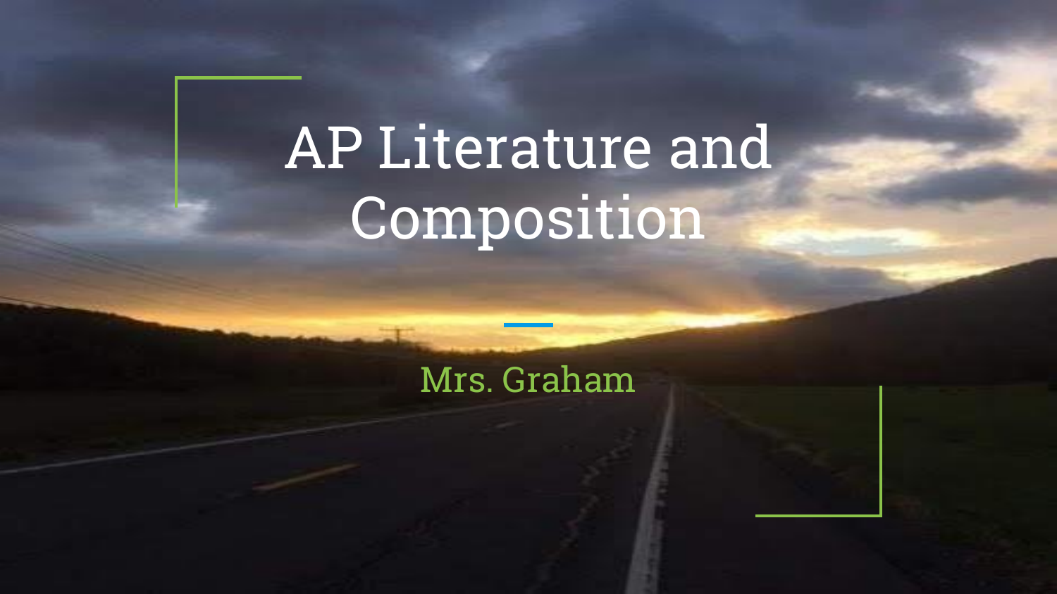# AP Literature and Composition

Mrs. Graham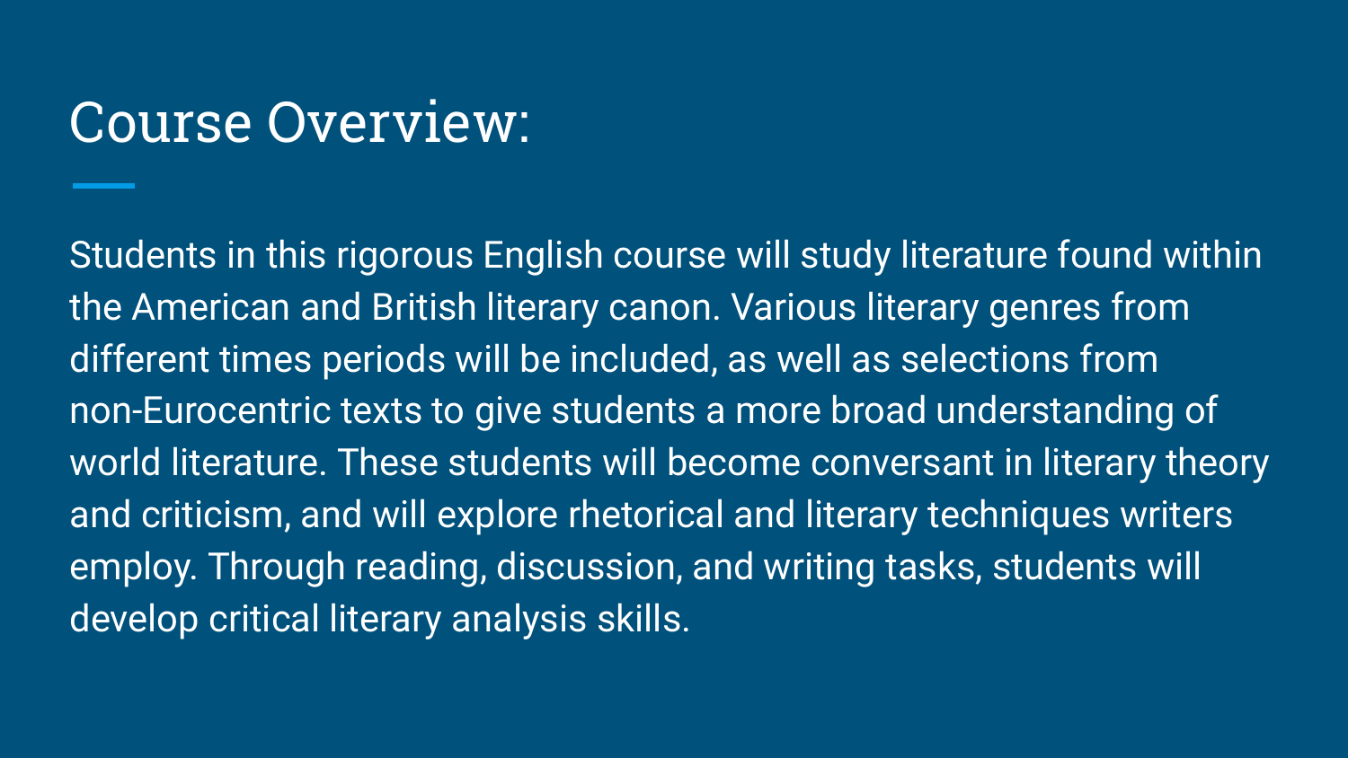# Course Overview:

Students in this rigorous English course will study literature found within the American and British literary canon. Various literary genres from different times periods will be included, as well as selections from non-Eurocentric texts to give students a more broad understanding of world literature. These students will become conversant in literary theory and criticism, and will explore rhetorical and literary techniques writers employ. Through reading, discussion, and writing tasks, students will develop critical literary analysis skills.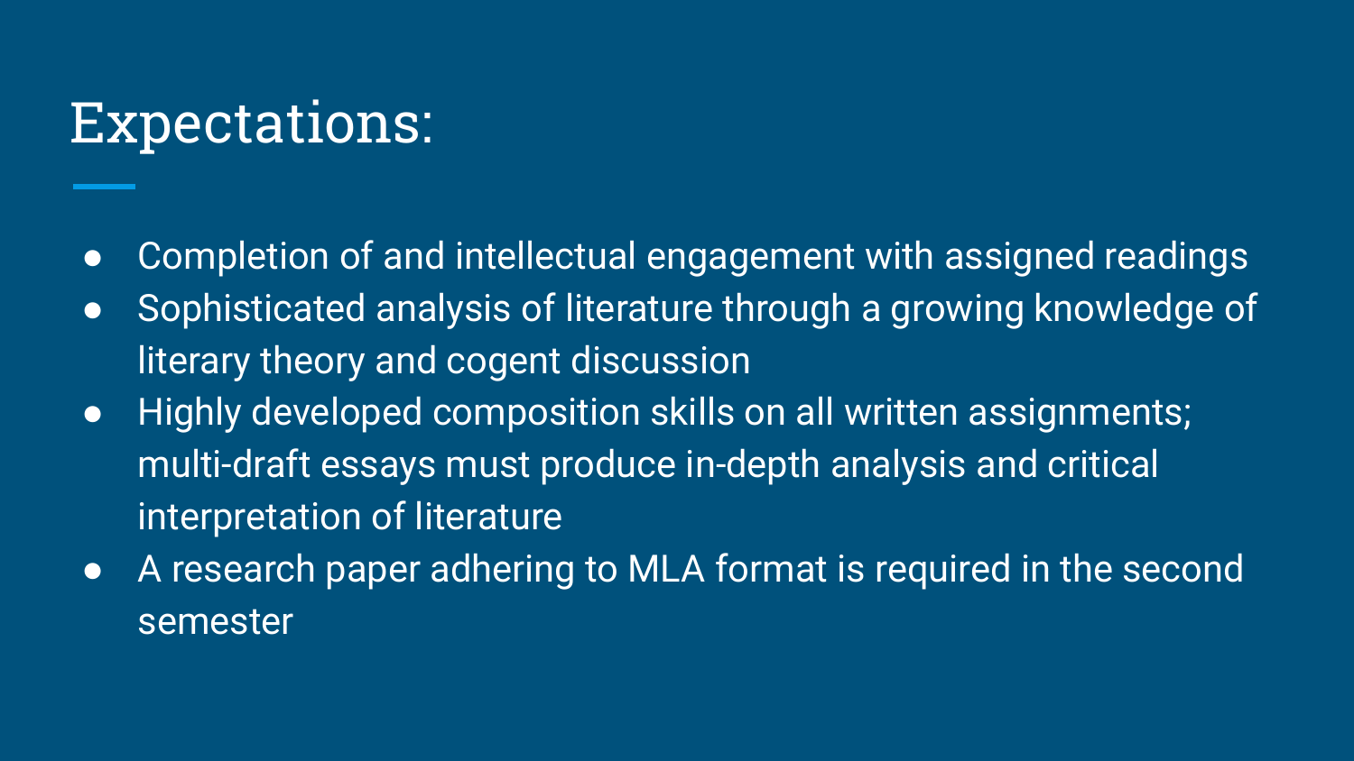# Expectations:

- Completion of and intellectual engagement with assigned readings
- Sophisticated analysis of literature through a growing knowledge of literary theory and cogent discussion
- Highly developed composition skills on all written assignments; multi-draft essays must produce in-depth analysis and critical interpretation of literature
- A research paper adhering to MLA format is required in the second semester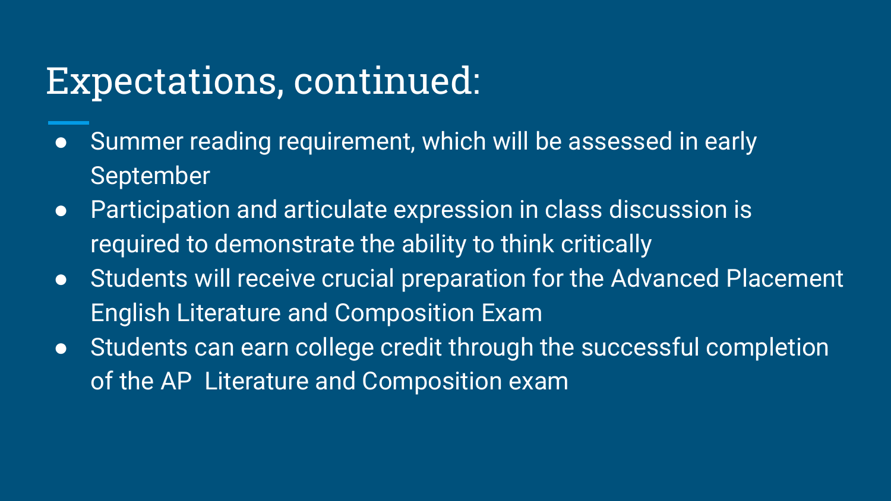# Expectations, continued:

- Summer reading requirement, which will be assessed in early September
- Participation and articulate expression in class discussion is required to demonstrate the ability to think critically
- Students will receive crucial preparation for the Advanced Placement English Literature and Composition Exam
- Students can earn college credit through the successful completion of the AP  Literature and Composition exam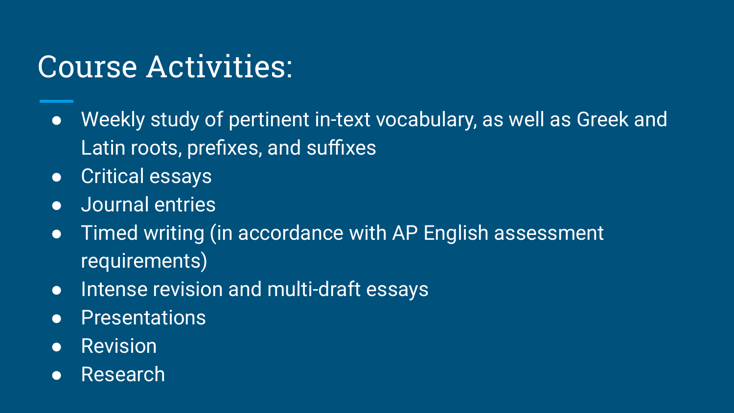# Course Activities:

- Weekly study of pertinent in-text vocabulary, as well as Greek and Latin roots, prefixes, and suffixes
- Critical essays
- Journal entries
- Timed writing (in accordance with AP English assessment requirements)
- Intense revision and multi-draft essays
- Presentations
- Revision
- Research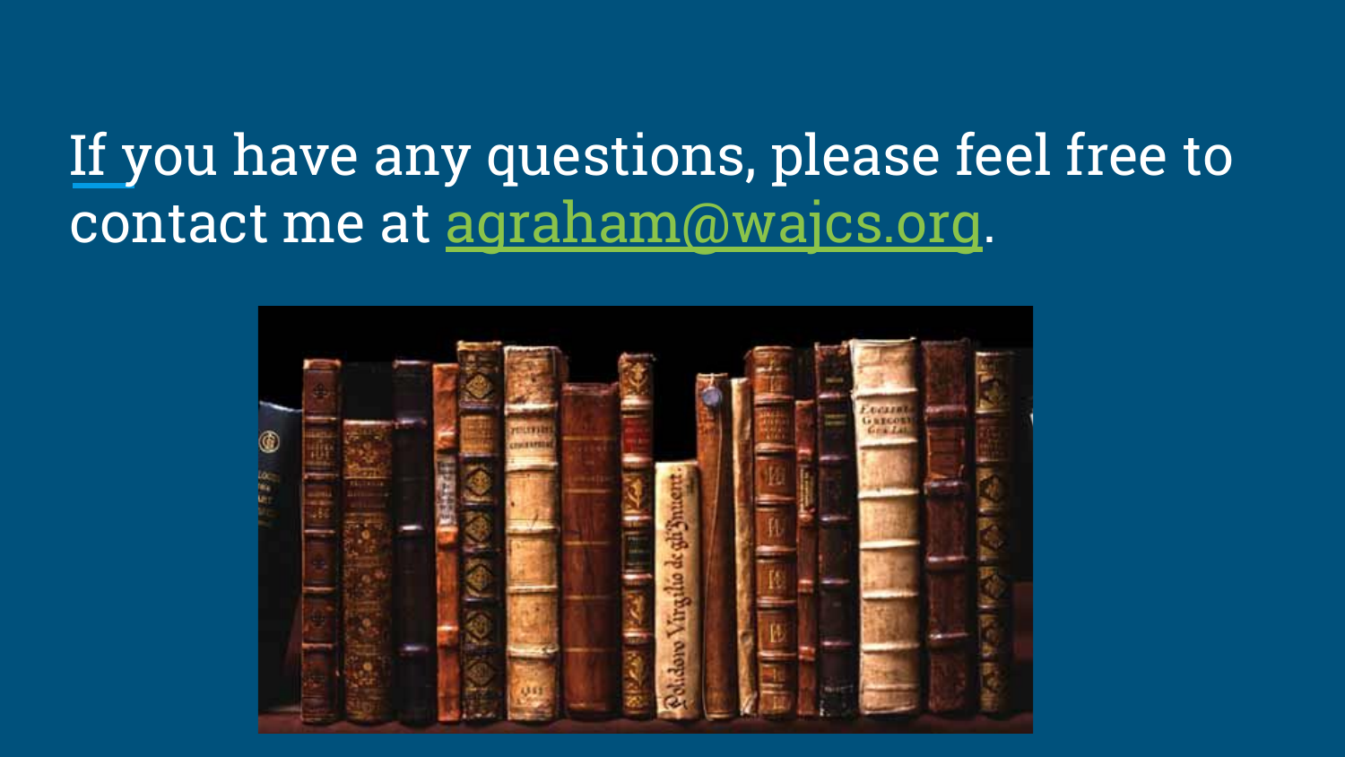If you have any questions, please feel free to contact me at agraham@wajcs.org.